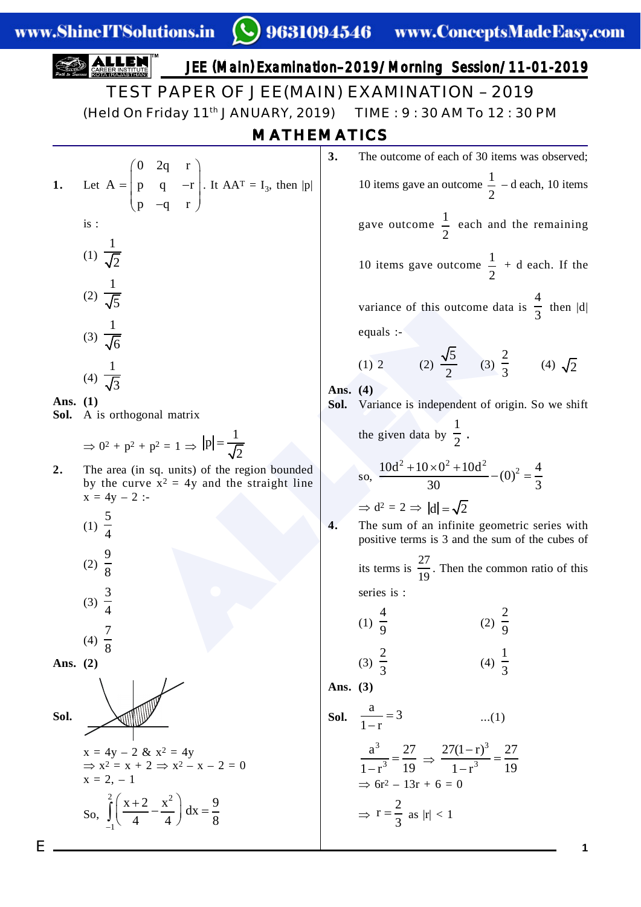# JEE (Main) Examination–2019 / Morning Session / 11-01-2019

## TEST PAPER OF JEE(MAIN) EXAMINATION – 2019

(Held On Friday 11th JANUARY, 2019) TIME : 9 : 30 AM To 12 : 30 PM

## MATHEMATICS

**1.** Let $A = \begin{pmatrix} 0 & 2q & r \\ p & q & -r \\ p & -q & r \end{pmatrix}$. It $AA^T = I_3$, then $|p|$ is :

(1) $\frac{1}{\sqrt{2}}$

(2) $\frac{1}{\sqrt{5}}$

(3) $\frac{1}{\sqrt{6}}$

(4) $\frac{1}{\sqrt{3}}$

**Ans. (1)**

**Sol.** A is orthogonal matrix

$\Rightarrow 0^2 + p^2 + p^2 = 1 \Rightarrow |p| = \frac{1}{\sqrt{2}}$

**2.** The area (in sq. units) of the region bounded by the curve $x^2 = 4y$ and the straight line $x = 4y - 2$ :-

(1) $\frac{5}{4}$

(2) $\frac{9}{8}$

(3) $\frac{3}{4}$

(4) $\frac{7}{8}$

**Ans. (2)**

**Sol.**

$x = 4y - 2$ & $x^2 = 4y$

$\Rightarrow x^2 = x + 2 \Rightarrow x^2 - x - 2 = 0$

$x = 2, -1$

So, $\int_{-1}^{2}\left(\frac{x+2}{4} - \frac{x^2}{4}\right)dx = \frac{9}{8}$

**3.** The outcome of each of 30 items was observed; 10 items gave an outcome $\frac{1}{2} - d$ each, 10 items gave outcome $\frac{1}{2}$ each and the remaining 10 items gave outcome $\frac{1}{2} + d$ each. If the variance of this outcome data is $\frac{4}{3}$ then $|d|$ equals :-

(1) 2 (2) $\frac{\sqrt{5}}{2}$ (3) $\frac{2}{3}$ (4) $\sqrt{2}$

**Ans. (4)**

**Sol.** Variance is independent of origin. So we shift the given data by $\frac{1}{2}$.

so, $\frac{10d^2 + 10 \times 0^2 + 10d^2}{30} - (0)^2 = \frac{4}{3}$

$\Rightarrow d^2 = 2 \Rightarrow |d| = \sqrt{2}$

**4.** The sum of an infinite geometric series with positive terms is 3 and the sum of the cubes of its terms is $\frac{27}{19}$. Then the common ratio of this series is :

(1) $\frac{4}{9}$ (2) $\frac{2}{9}$

(3) $\frac{2}{3}$ (4) $\frac{1}{3}$

**Ans. (3)**

**Sol.** $\frac{a}{1-r} = 3$ ...(1)

$\frac{a^3}{1-r^3} = \frac{27}{19} \Rightarrow \frac{27(1-r)^3}{1-r^3} = \frac{27}{19}$

$\Rightarrow 6r^2 - 13r + 6 = 0$

$\Rightarrow r = \frac{2}{3}$ as $|r| < 1$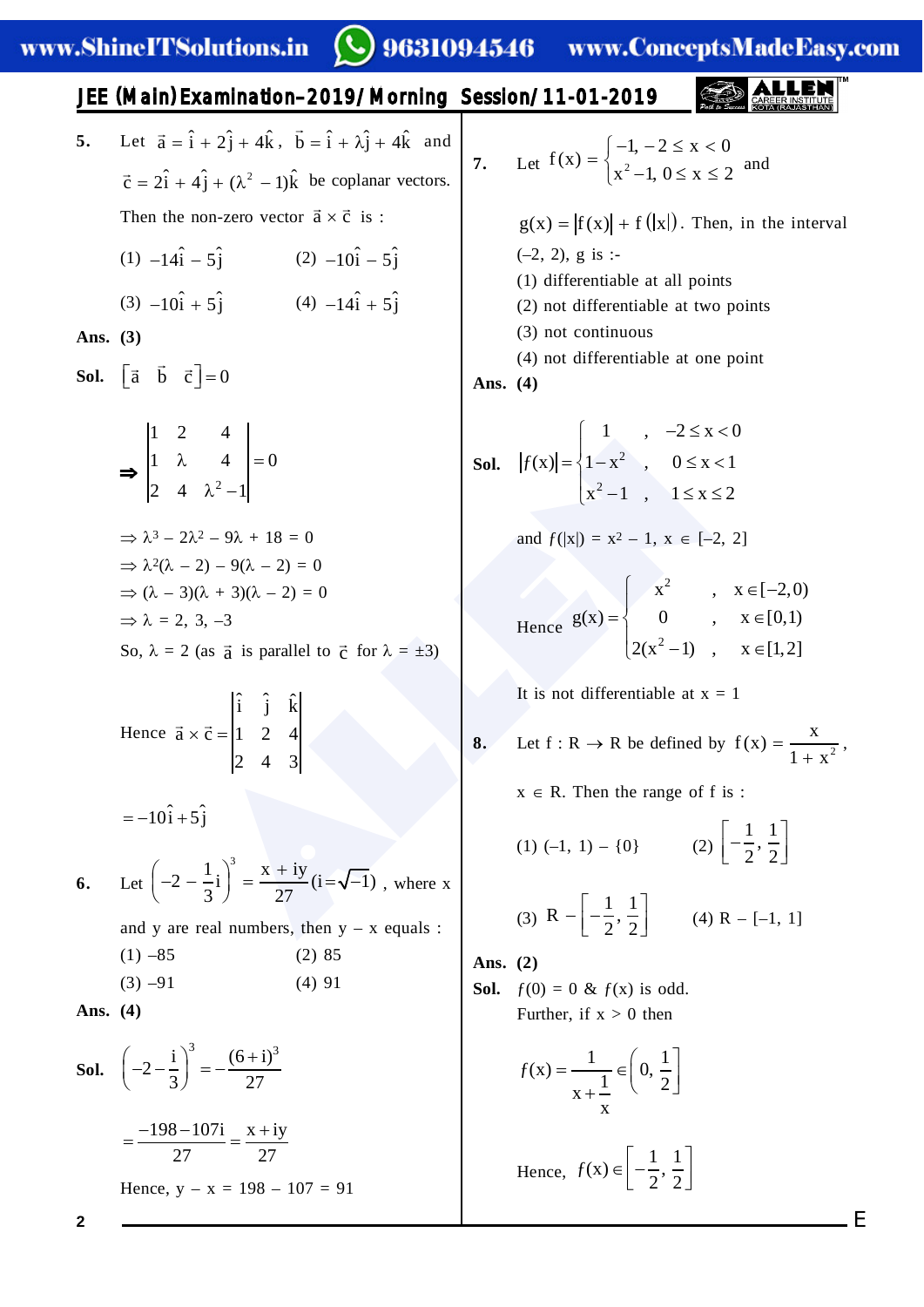**5.** Let $\vec{a} = \hat{i} + 2\hat{j} + 4\hat{k}$, $\vec{b} = \hat{i} + \lambda\hat{j} + 4\hat{k}$ and $\vec{c} = 2\hat{i} + 4\hat{j} + (\lambda^2 - 1)\hat{k}$ be coplanar vectors. Then the non-zero vector $\vec{a} \times \vec{c}$ is :

(1) $-14\hat{i} - 5\hat{j}$ (2) $-10\hat{i} - 5\hat{j}$

(3) $-10\hat{i} + 5\hat{j}$ (4) $-14\hat{i} + 5\hat{j}$

**Ans. (3)**

**Sol.** $\left[\vec{a}\ \ \vec{b}\ \ \vec{c}\right] = 0$

$$\Rightarrow \begin{vmatrix} 1 & 2 & 4 \\ 1 & \lambda & 4 \\ 2 & 4 & \lambda^2 - 1 \end{vmatrix} = 0$$

$\Rightarrow \lambda^3 - 2\lambda^2 - 9\lambda + 18 = 0$

$\Rightarrow \lambda^2(\lambda - 2) - 9(\lambda - 2) = 0$

$\Rightarrow (\lambda - 3)(\lambda + 3)(\lambda - 2) = 0$

$\Rightarrow \lambda = 2, 3, -3$

So, $\lambda = 2$ (as $\vec{a}$ is parallel to $\vec{c}$ for $\lambda = \pm 3$)

Hence $\vec{a} \times \vec{c} = \begin{vmatrix} \hat{i} & \hat{j} & \hat{k} \\ 1 & 2 & 4 \\ 2 & 4 & 3 \end{vmatrix}$

$= -10\hat{i} + 5\hat{j}$

**6.** Let $\left(-2 - \frac{1}{3}i\right)^3 = \frac{x + iy}{27}$ $(i = \sqrt{-1})$, where x and y are real numbers, then y – x equals :

(1) –85 (2) 85

(3) –91 (4) 91

**Ans. (4)**

**Sol.** $\left(-2 - \frac{i}{3}\right)^3 = -\frac{(6+i)^3}{27}$

$= \frac{-198 - 107i}{27} = \frac{x + iy}{27}$

Hence, y – x = 198 – 107 = 91

**7.** Let $f(x) = \begin{cases} -1, & -2 \le x < 0 \\ x^2 - 1, & 0 \le x \le 2 \end{cases}$ and $g(x) = |f(x)| + f(|x|)$. Then, in the interval (–2, 2), g is :-

(1) differentiable at all points

(2) not differentiable at two points

(3) not continuous

(4) not differentiable at one point

**Ans. (4)**

**Sol.** $|f(x)| = \begin{cases} 1 & , & -2 \le x < 0 \\ 1 - x^2 & , & 0 \le x < 1 \\ x^2 - 1 & , & 1 \le x \le 2 \end{cases}$

and $f(|x|) = x^2 - 1,\ x \in [-2, 2]$

Hence $g(x) = \begin{cases} x^2 & , & x \in [-2, 0) \\ 0 & , & x \in [0, 1) \\ 2(x^2 - 1) & , & x \in [1, 2] \end{cases}$

It is not differentiable at x = 1

**8.** Let f : R → R be defined by $f(x) = \frac{x}{1 + x^2}$, $x \in R$. Then the range of f is :

(1) (–1, 1) – {0} (2) $\left[-\frac{1}{2}, \frac{1}{2}\right]$

(3) $R - \left[-\frac{1}{2}, \frac{1}{2}\right]$ (4) R – [–1, 1]

**Ans. (2)**

**Sol.** $f(0) = 0$ & $f(x)$ is odd.

Further, if x > 0 then

$f(x) = \frac{1}{x + \frac{1}{x}} \in \left(0, \frac{1}{2}\right]$

Hence, $f(x) \in \left[-\frac{1}{2}, \frac{1}{2}\right]$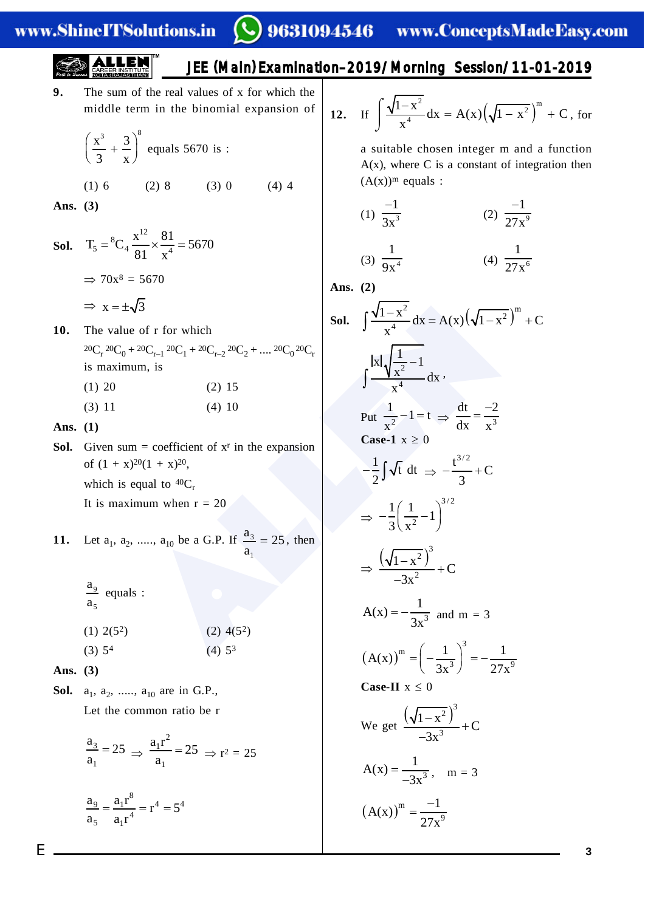**9.** The sum of the real values of x for which the middle term in the binomial expansion of $\left(\frac{x^3}{3}+\frac{3}{x}\right)^8$ equals 5670 is :

(1) 6 (2) 8 (3) 0 (4) 4

**Ans. (3)**

**Sol.** $T_5 = {}^8C_4\frac{x^{12}}{81}\times\frac{81}{x^4} = 5670$

$\Rightarrow 70x^8 = 5670$

$\Rightarrow x = \pm\sqrt{3}$

**10.** The value of r for which

${}^{20}C_r\,{}^{20}C_0 + {}^{20}C_{r-1}\,{}^{20}C_1 + {}^{20}C_{r-2}\,{}^{20}C_2 + \ldots.\ {}^{20}C_0\,{}^{20}C_r$

is maximum, is

(1) 20 (2) 15

(3) 11 (4) 10

**Ans. (1)**

**Sol.** Given sum = coefficient of $x^r$ in the expansion of $(1 + x)^{20}(1 + x)^{20}$,

which is equal to ${}^{40}C_r$

It is maximum when r = 20

**11.** Let $a_1, a_2, \ldots., a_{10}$ be a G.P. If $\frac{a_3}{a_1} = 25$, then $\frac{a_9}{a_5}$ equals :

(1) $2(5^2)$ (2) $4(5^2)$

(3) $5^4$ (4) $5^3$

**Ans. (3)**

**Sol.** $a_1, a_2, \ldots., a_{10}$ are in G.P.,

Let the common ratio be r

$\frac{a_3}{a_1} = 25 \Rightarrow \frac{a_1r^2}{a_1} = 25 \Rightarrow r^2 = 25$

$\frac{a_9}{a_5} = \frac{a_1r^8}{a_1r^4} = r^4 = 5^4$

**12.** If $\int\frac{\sqrt{1-x^2}}{x^4}dx = A(x)\left(\sqrt{1-x^2}\right)^m + C$, for a suitable chosen integer m and a function A(x), where C is a constant of integration then $(A(x))^m$ equals :

(1) $\frac{-1}{3x^3}$ (2) $\frac{-1}{27x^9}$

(3) $\frac{1}{9x^4}$ (4) $\frac{1}{27x^6}$

**Ans. (2)**

**Sol.** $\int\frac{\sqrt{1-x^2}}{x^4}dx = A(x)\left(\sqrt{1-x^2}\right)^m + C$

$\int\frac{|x|\sqrt{\frac{1}{x^2}-1}}{x^4}dx$,

Put $\frac{1}{x^2}-1 = t \Rightarrow \frac{dt}{dx} = \frac{-2}{x^3}$

**Case-1** $x \geq 0$

$-\frac{1}{2}\int\sqrt{t}\,dt \Rightarrow -\frac{t^{3/2}}{3}+C$

$\Rightarrow -\frac{1}{3}\left(\frac{1}{x^2}-1\right)^{3/2}$

$\Rightarrow \frac{\left(\sqrt{1-x^2}\right)^3}{-3x^2}+C$

$A(x) = -\frac{1}{3x^3}$ and m = 3

$(A(x))^m = \left(-\frac{1}{3x^3}\right)^3 = -\frac{1}{27x^9}$

**Case-II** $x \leq 0$

We get $\frac{\left(\sqrt{1-x^2}\right)^3}{-3x^3}+C$

$A(x) = \frac{1}{-3x^3}$, m = 3

$(A(x))^m = \frac{-1}{27x^9}$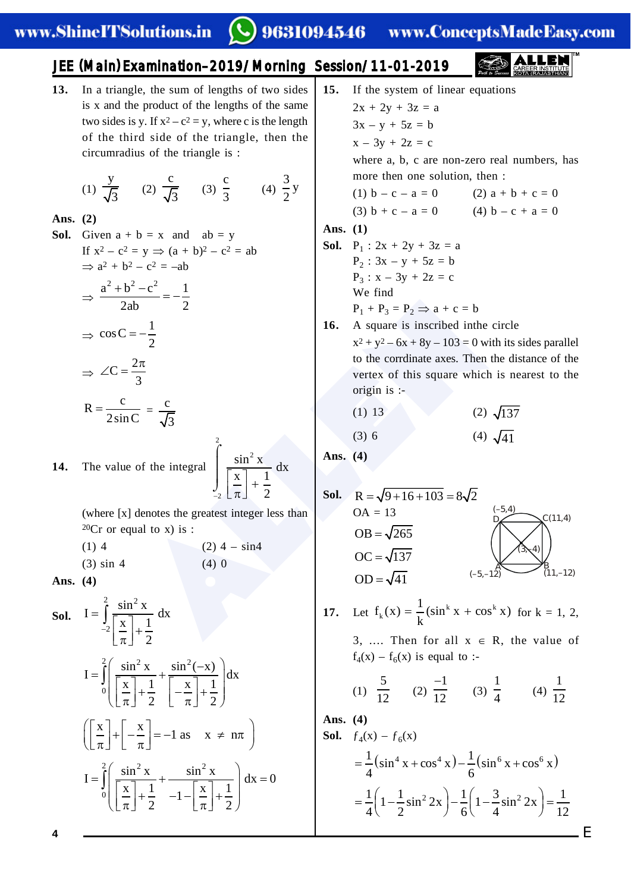## JEE (Main) Examination–2019/Morning Session/11-01-2019

**13.** In a triangle, the sum of lengths of two sides is x and the product of the lengths of the same two sides is y. If $x^2 - c^2 = y$, where c is the length of the third side of the triangle, then the circumradius of the triangle is :

(1) $\frac{y}{\sqrt{3}}$  (2) $\frac{c}{\sqrt{3}}$  (3) $\frac{c}{3}$  (4) $\frac{3}{2}y$

**Ans. (2)**

**Sol.** Given a + b = x and ab = y

If $x^2 - c^2 = y \Rightarrow (a + b)^2 - c^2 = ab$

$\Rightarrow a^2 + b^2 - c^2 = -ab$

$$\Rightarrow \frac{a^2+b^2-c^2}{2ab} = -\frac{1}{2}$$

$$\Rightarrow \cos C = -\frac{1}{2}$$

$$\Rightarrow \angle C = \frac{2\pi}{3}$$

$$R = \frac{c}{2\sin C} = \frac{c}{\sqrt{3}}$$

**14.** The value of the integral $\int_{-2}^{2} \frac{\sin^2 x}{\left[\frac{x}{\pi}\right] + \frac{1}{2}} dx$

(where [x] denotes the greatest integer less than or equal to x) is :

(1) 4  (2) 4 – sin4

(3) sin 4  (4) 0

**Ans. (4)**

**Sol.** $$I = \int_{-2}^{2} \frac{\sin^2 x}{\left[\frac{x}{\pi}\right]+\frac{1}{2}} dx$$

$$I = \int_{0}^{2} \left( \frac{\sin^2 x}{\left[\frac{x}{\pi}\right]+\frac{1}{2}} + \frac{\sin^2(-x)}{\left[-\frac{x}{\pi}\right]+\frac{1}{2}} \right) dx$$

$$\left( \left[\frac{x}{\pi}\right] + \left[-\frac{x}{\pi}\right] = -1 \text{ as } \quad x \neq n\pi \right)$$

$$I = \int_{0}^{2} \left( \frac{\sin^2 x}{\left[\frac{x}{\pi}\right]+\frac{1}{2}} + \frac{\sin^2 x}{-1-\left[\frac{x}{\pi}\right]+\frac{1}{2}} \right) dx = 0$$

**15.** If the system of linear equations

2x + 2y + 3z = a

3x – y + 5z = b

x – 3y + 2z = c

where a, b, c are non-zero real numbers, has more then one solution, then :

(1) b – c – a = 0  (2) a + b + c = 0

(3) b + c – a = 0  (4) b – c + a = 0

**Ans. (1)**

**Sol.** $P_1$ : 2x + 2y + 3z = a

$P_2$ : 3x – y + 5z = b

$P_3$ : x – 3y + 2z = c

We find

$P_1 + P_3 = P_2 \Rightarrow a + c = b$

**16.** A square is inscribed inthe circle $x^2 + y^2 - 6x + 8y - 103 = 0$ with its sides parallel to the corrdinate axes. Then the distance of the vertex of this square which is nearest to the origin is :-

(1) 13  (2) $\sqrt{137}$

(3) 6  (4) $\sqrt{41}$

**Ans. (4)**

**Sol.** $R = \sqrt{9+16+103} = 8\sqrt{2}$

OA = 13

$OB = \sqrt{265}$

$OC = \sqrt{137}$

$OD = \sqrt{41}$

(Figure: square ABCD inscribed in circle with centre (3,–4); D(–5,4), C(11,4), A(–5,–12), B(11,–12))

**17.** Let $f_k(x) = \frac{1}{k}(\sin^k x + \cos^k x)$ for k = 1, 2, 3, .... Then for all $x \in R$, the value of $f_4(x) - f_6(x)$ is equal to :-

(1) $\frac{5}{12}$  (2) $\frac{-1}{12}$  (3) $\frac{1}{4}$  (4) $\frac{1}{12}$

**Ans. (4)**

**Sol.** $f_4(x) - f_6(x)$

$$= \frac{1}{4}\left(\sin^4 x + \cos^4 x\right) - \frac{1}{6}\left(\sin^6 x + \cos^6 x\right)$$

$$= \frac{1}{4}\left(1 - \frac{1}{2}\sin^2 2x\right) - \frac{1}{6}\left(1 - \frac{3}{4}\sin^2 2x\right) = \frac{1}{12}$$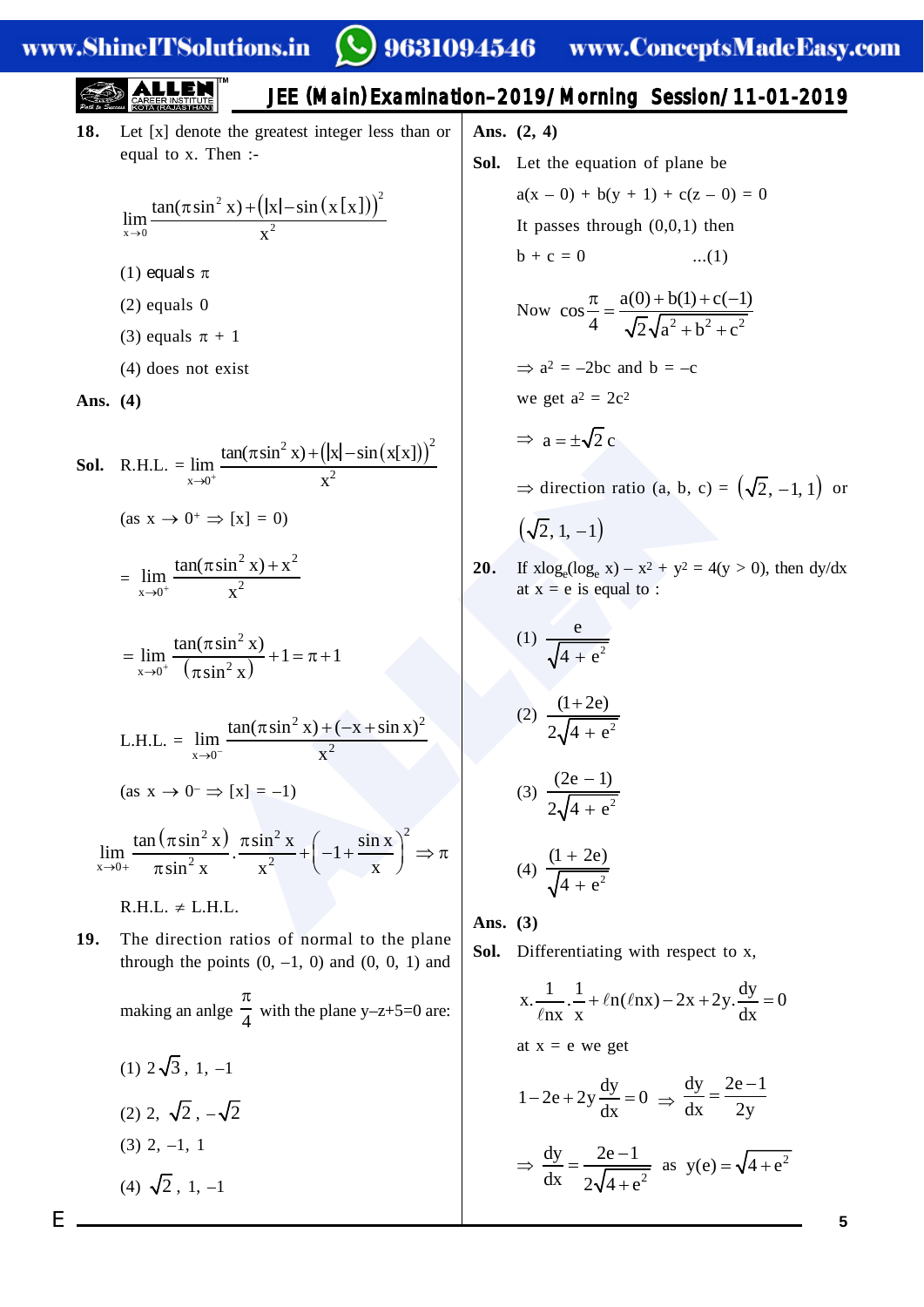**18.** Let [x] denote the greatest integer less than or equal to x. Then :-

$$\lim_{x\to 0}\frac{\tan(\pi\sin^2 x)+\left(|x|-\sin(x[x])\right)^2}{x^2}$$

(1) equals $\pi$

(2) equals 0

(3) equals $\pi + 1$

(4) does not exist

**Ans. (4)**

**Sol.** R.H.L. $= \lim\limits_{x\to 0^+}\dfrac{\tan(\pi\sin^2 x)+\left(|x|-\sin(x[x])\right)^2}{x^2}$

(as $x \to 0^+ \Rightarrow [x] = 0$)

$$= \lim_{x\to 0^+}\frac{\tan(\pi\sin^2 x)+x^2}{x^2}$$

$$= \lim_{x\to 0^+}\frac{\tan(\pi\sin^2 x)}{(\pi\sin^2 x)}+1=\pi+1$$

L.H.L. $= \lim\limits_{x\to 0^-}\dfrac{\tan(\pi\sin^2 x)+(-x+\sin x)^2}{x^2}$

(as $x \to 0^- \Rightarrow [x] = -1$)

$$\lim_{x\to 0+}\frac{\tan(\pi\sin^2 x)}{\pi\sin^2 x}\cdot\frac{\pi\sin^2 x}{x^2}+\left(-1+\frac{\sin x}{x}\right)^2 \Rightarrow \pi$$

R.H.L. $\neq$ L.H.L.

**19.** The direction ratios of normal to the plane through the points (0, –1, 0) and (0, 0, 1) and making an anlge $\dfrac{\pi}{4}$ with the plane y–z+5=0 are:

(1) $2\sqrt{3}$, 1, –1

(2) 2, $\sqrt{2}$, $-\sqrt{2}$

(3) 2, –1, 1

(4) $\sqrt{2}$, 1, –1

**Ans. (2, 4)**

**Sol.** Let the equation of plane be

$a(x - 0) + b(y + 1) + c(z - 0) = 0$

It passes through (0,0,1) then

$b + c = 0$ ...(1)

Now $\cos\dfrac{\pi}{4}=\dfrac{a(0)+b(1)+c(-1)}{\sqrt{2}\sqrt{a^2+b^2+c^2}}$

$\Rightarrow a^2 = -2bc$ and $b = -c$

we get $a^2 = 2c^2$

$\Rightarrow a = \pm\sqrt{2}\,c$

$\Rightarrow$ direction ratio (a, b, c) = $\left(\sqrt{2}, -1, 1\right)$ or $\left(\sqrt{2}, 1, -1\right)$

**20.** If $x\log_e(\log_e x) - x^2 + y^2 = 4(y > 0)$, then dy/dx at x = e is equal to :

(1) $\dfrac{e}{\sqrt{4+e^2}}$

(2) $\dfrac{(1+2e)}{2\sqrt{4+e^2}}$

(3) $\dfrac{(2e-1)}{2\sqrt{4+e^2}}$

(4) $\dfrac{(1+2e)}{\sqrt{4+e^2}}$

**Ans. (3)**

**Sol.** Differentiating with respect to x,

$$x.\frac{1}{\ell nx}.\frac{1}{x}+\ell n(\ell nx)-2x+2y.\frac{dy}{dx}=0$$

at x = e we get

$$1-2e+2y\frac{dy}{dx}=0 \Rightarrow \frac{dy}{dx}=\frac{2e-1}{2y}$$

$$\Rightarrow \frac{dy}{dx}=\frac{2e-1}{2\sqrt{4+e^2}} \text{ as } y(e)=\sqrt{4+e^2}$$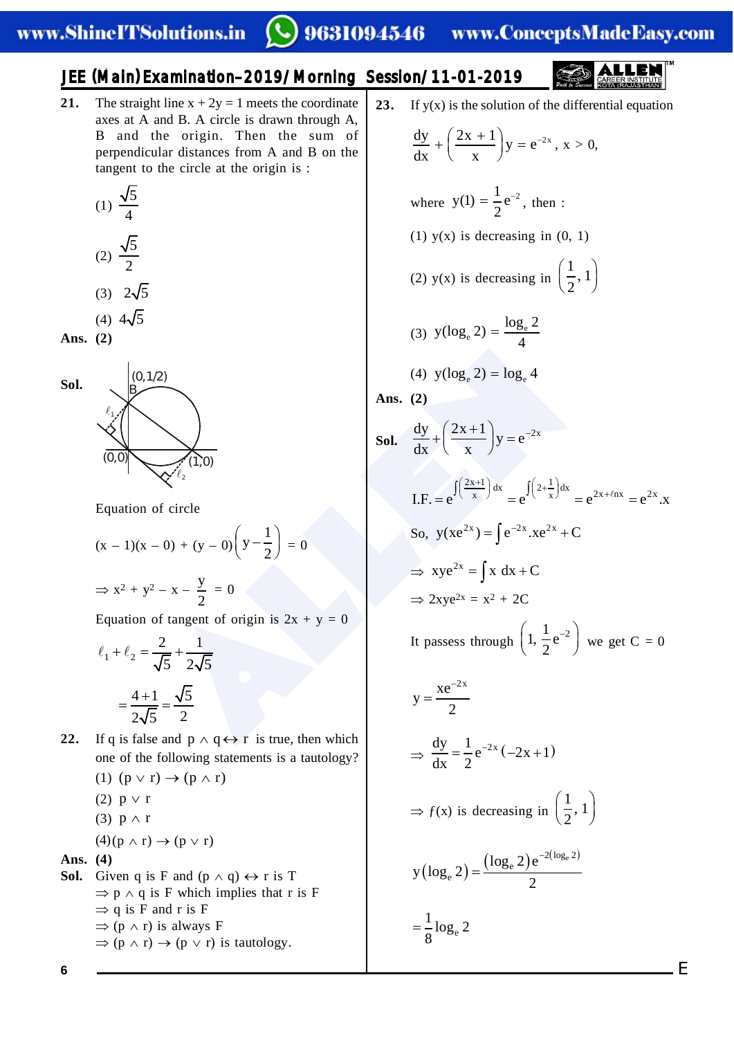**21.** The straight line $x + 2y = 1$ meets the coordinate axes at A and B. A circle is drawn through A, B and the origin. Then the sum of perpendicular distances from A and B on the tangent to the circle at the origin is :

(1) $\frac{\sqrt{5}}{4}$

(2) $\frac{\sqrt{5}}{2}$

(3) $2\sqrt{5}$

(4) $4\sqrt{5}$

**Ans. (2)**

**Sol.**

Equation of circle

$$(x - 1)(x - 0) + (y - 0)\left(y - \frac{1}{2}\right) = 0$$

$$\Rightarrow x^2 + y^2 - x - \frac{y}{2} = 0$$

Equation of tangent of origin is $2x + y = 0$

$$\ell_1 + \ell_2 = \frac{2}{\sqrt{5}} + \frac{1}{2\sqrt{5}}$$

$$= \frac{4+1}{2\sqrt{5}} = \frac{\sqrt{5}}{2}$$

**22.** If q is false and $p \wedge q \leftrightarrow r$ is true, then which one of the following statements is a tautology?

(1) $(p \vee r) \rightarrow (p \wedge r)$

(2) $p \vee r$

(3) $p \wedge r$

(4) $(p \wedge r) \rightarrow (p \vee r)$

**Ans. (4)**

**Sol.** Given q is F and $(p \wedge q) \leftrightarrow r$ is T

$\Rightarrow p \wedge q$ is F which implies that r is F

$\Rightarrow$ q is F and r is F

$\Rightarrow (p \wedge r)$ is always F

$\Rightarrow (p \wedge r) \rightarrow (p \vee r)$ is tautology.

**23.** If y(x) is the solution of the differential equation

$$\frac{dy}{dx} + \left(\frac{2x+1}{x}\right)y = e^{-2x},\ x > 0,$$

where $y(1) = \frac{1}{2}e^{-2}$, then :

(1) y(x) is decreasing in (0, 1)

(2) y(x) is decreasing in $\left(\frac{1}{2}, 1\right)$

(3) $y(\log_e 2) = \frac{\log_e 2}{4}$

(4) $y(\log_e 2) = \log_e 4$

**Ans. (2)**

**Sol.** $\frac{dy}{dx} + \left(\frac{2x+1}{x}\right)y = e^{-2x}$

$$\text{I.F.} = e^{\int\left(\frac{2x+1}{x}\right)dx} = e^{\int\left(2+\frac{1}{x}\right)dx} = e^{2x+\ell nx} = e^{2x}.x$$

$$\text{So, } y(xe^{2x}) = \int e^{-2x}.xe^{2x} + C$$

$$\Rightarrow xye^{2x} = \int x\,dx + C$$

$$\Rightarrow 2xye^{2x} = x^2 + 2C$$

It passess through $\left(1, \frac{1}{2}e^{-2}\right)$ we get $C = 0$

$$y = \frac{xe^{-2x}}{2}$$

$$\Rightarrow \frac{dy}{dx} = \frac{1}{2}e^{-2x}(-2x+1)$$

$\Rightarrow f(x)$ is decreasing in $\left(\frac{1}{2}, 1\right)$

$$y(\log_e 2) = \frac{(\log_e 2)e^{-2(\log_e 2)}}{2}$$

$$= \frac{1}{8}\log_e 2$$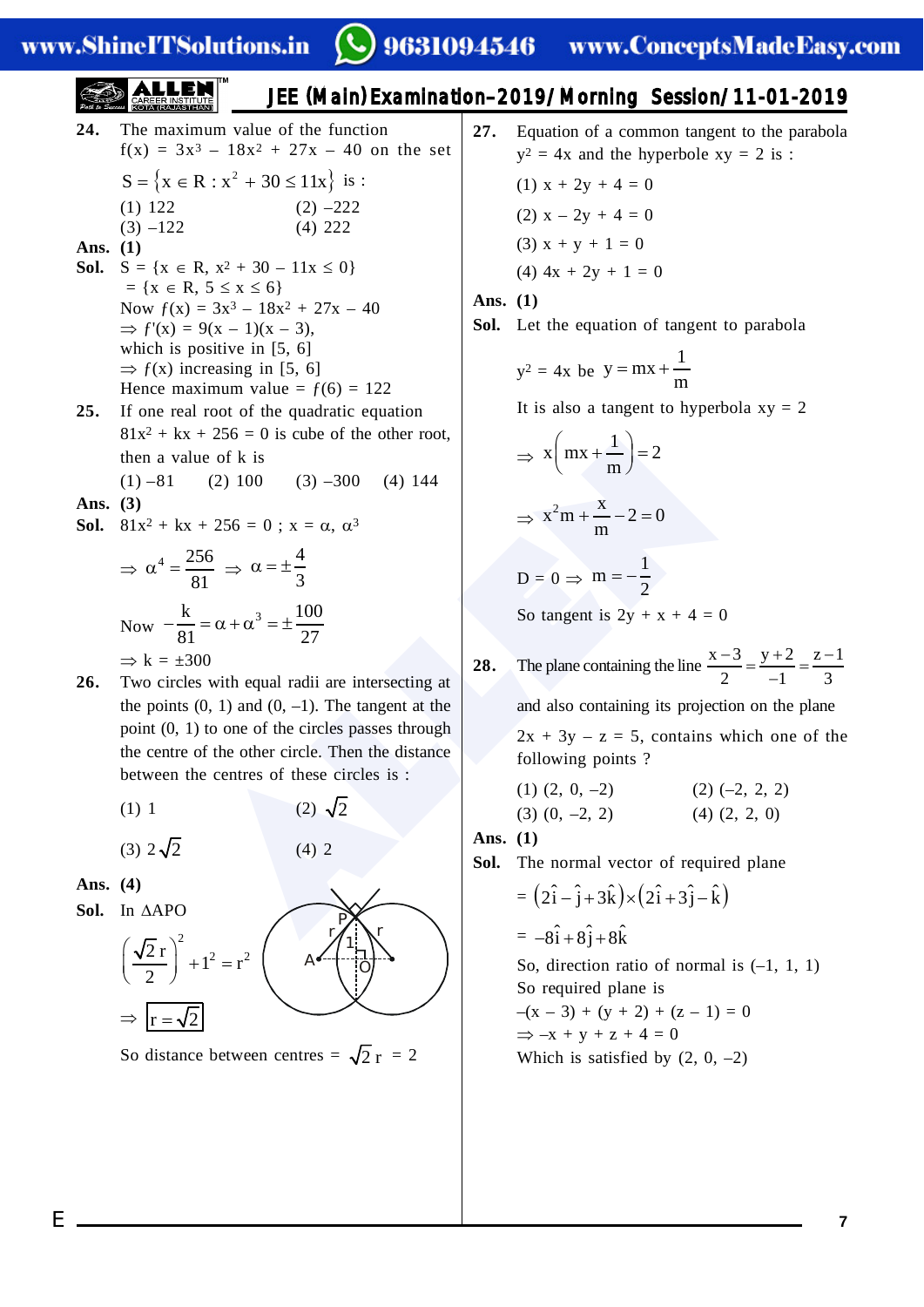**24.** The maximum value of the function $f(x) = 3x^3 - 18x^2 + 27x - 40$ on the set $S = \{x \in R : x^2 + 30 \le 11x\}$ is :

(1) 122 (2) –222
(3) –122 (4) 222

**Ans. (1)**

**Sol.** $S = \{x \in R, x^2 + 30 - 11x \le 0\}$
$= \{x \in R, 5 \le x \le 6\}$
Now $f(x) = 3x^3 - 18x^2 + 27x - 40$
$\Rightarrow f'(x) = 9(x-1)(x-3)$,
which is positive in [5, 6]
$\Rightarrow f(x)$ increasing in [5, 6]
Hence maximum value $= f(6) = 122$

**25.** If one real root of the quadratic equation $81x^2 + kx + 256 = 0$ is cube of the other root, then a value of k is

(1) –81 (2) 100 (3) –300 (4) 144

**Ans. (3)**

**Sol.** $81x^2 + kx + 256 = 0$ ; $x = \alpha, \alpha^3$

$$\Rightarrow \alpha^4 = \frac{256}{81} \Rightarrow \alpha = \pm\frac{4}{3}$$

$$\text{Now } -\frac{k}{81} = \alpha + \alpha^3 = \pm\frac{100}{27}$$

$\Rightarrow k = \pm 300$

**26.** Two circles with equal radii are intersecting at the points (0, 1) and (0, –1). The tangent at the point (0, 1) to one of the circles passes through the centre of the other circle. Then the distance between the centres of these circles is :

(1) 1 (2) $\sqrt{2}$
(3) $2\sqrt{2}$ (4) 2

**Ans. (4)**

**Sol.** In $\Delta APO$

$$\left(\frac{\sqrt{2}\,r}{2}\right)^2 + 1^2 = r^2$$

$\Rightarrow \boxed{r = \sqrt{2}}$

So distance between centres $= \sqrt{2}\,r = 2$

**27.** Equation of a common tangent to the parabola $y^2 = 4x$ and the hyperbole $xy = 2$ is :

(1) $x + 2y + 4 = 0$
(2) $x - 2y + 4 = 0$
(3) $x + y + 1 = 0$
(4) $4x + 2y + 1 = 0$

**Ans. (1)**

**Sol.** Let the equation of tangent to parabola $y^2 = 4x$ be $y = mx + \dfrac{1}{m}$

It is also a tangent to hyperbola $xy = 2$

$$\Rightarrow x\left(mx + \frac{1}{m}\right) = 2$$

$$\Rightarrow x^2 m + \frac{x}{m} - 2 = 0$$

$$D = 0 \Rightarrow m = -\frac{1}{2}$$

So tangent is $2y + x + 4 = 0$

**28.** The plane containing the line $\dfrac{x-3}{2} = \dfrac{y+2}{-1} = \dfrac{z-1}{3}$ and also containing its projection on the plane $2x + 3y - z = 5$, contains which one of the following points ?

(1) (2, 0, –2) (2) (–2, 2, 2)
(3) (0, –2, 2) (4) (2, 2, 0)

**Ans. (1)**

**Sol.** The normal vector of required plane

$= (2\hat{i} - \hat{j} + 3\hat{k}) \times (2\hat{i} + 3\hat{j} - \hat{k})$

$= -8\hat{i} + 8\hat{j} + 8\hat{k}$

So, direction ratio of normal is (–1, 1, 1)
So required plane is
$-(x-3) + (y+2) + (z-1) = 0$
$\Rightarrow -x + y + z + 4 = 0$
Which is satisfied by (2, 0, –2)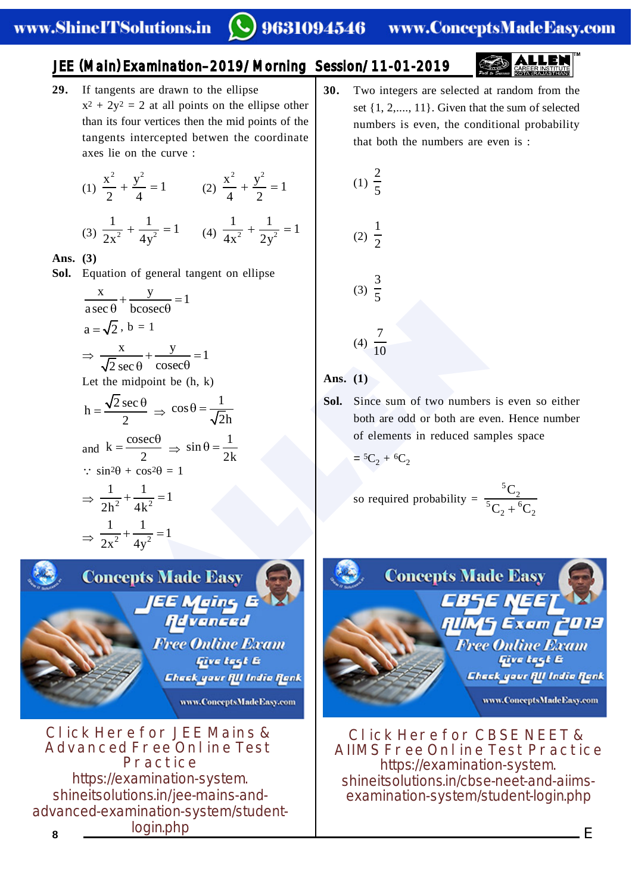## JEE (Main) Examination–2019/Morning Session/11-01-2019

**29.** If tangents are drawn to the ellipse $x^2 + 2y^2 = 2$ at all points on the ellipse other than its four vertices then the mid points of the tangents intercepted betwen the coordinate axes lie on the curve :

(1) $\frac{x^2}{2} + \frac{y^2}{4} = 1$  (2) $\frac{x^2}{4} + \frac{y^2}{2} = 1$

(3) $\frac{1}{2x^2} + \frac{1}{4y^2} = 1$  (4) $\frac{1}{4x^2} + \frac{1}{2y^2} = 1$

**Ans. (3)**

**Sol.** Equation of general tangent on ellipse

$$\frac{x}{a\sec\theta} + \frac{y}{b\,\mathrm{cosec}\theta} = 1$$

$a = \sqrt{2}$, $b = 1$

$$\Rightarrow \frac{x}{\sqrt{2}\sec\theta} + \frac{y}{\mathrm{cosec}\theta} = 1$$

Let the midpoint be (h, k)

$$h = \frac{\sqrt{2}\sec\theta}{2} \Rightarrow \cos\theta = \frac{1}{\sqrt{2}h}$$

and $k = \frac{\mathrm{cosec}\theta}{2} \Rightarrow \sin\theta = \frac{1}{2k}$

$\because \sin^2\theta + \cos^2\theta = 1$

$$\Rightarrow \frac{1}{2h^2} + \frac{1}{4k^2} = 1$$

$$\Rightarrow \frac{1}{2x^2} + \frac{1}{4y^2} = 1$$

**30.** Two integers are selected at random from the set {1, 2,....., 11}. Given that the sum of selected numbers is even, the conditional probability that both the numbers are even is :

(1) $\frac{2}{5}$

(2) $\frac{1}{2}$

(3) $\frac{3}{5}$

(4) $\frac{7}{10}$

**Ans. (1)**

**Sol.** Since sum of two numbers is even so either both are odd or both are even. Hence number of elements in reduced samples space

$= {}^5C_2 + {}^6C_2$

so required probability $= \frac{{}^5C_2}{{}^5C_2 + {}^6C_2}$

Click Here for JEE Mains & Advanced Free Online Test Practice
https://examination-system.shineitsolutions.in/jee-mains-and-advanced-examination-system/student-login.php

Click Here for CBSE NEET & AIIMS Free Online Test Practice
https://examination-system.shineitsolutions.in/cbse-neet-and-aiims-examination-system/student-login.php